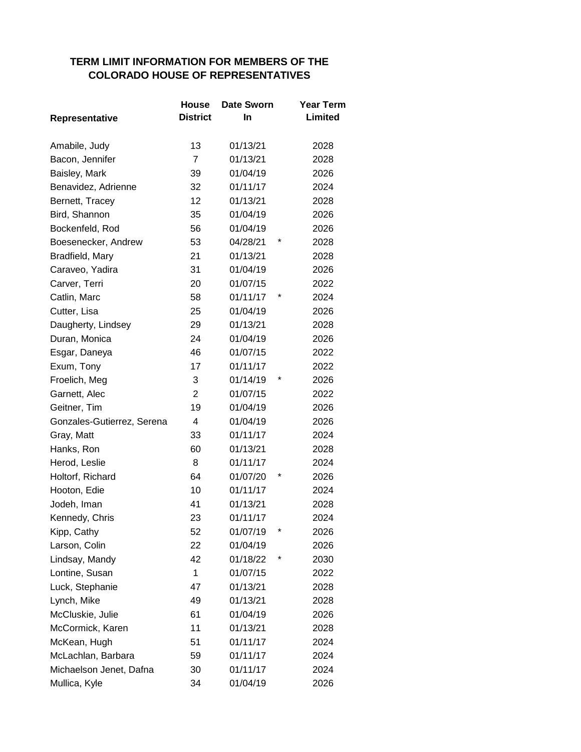**TERM LIMIT INFORMATION FOR MEMBERS OF THE COLORADO HOUSE OF REPRESENTATIVES**

| Representative | House District | Date Sworn In | | Year Term Limited |
|---|---|---|---|---|
| Amabile, Judy | 13 | 01/13/21 | | 2028 |
| Bacon, Jennifer | 7 | 01/13/21 | | 2028 |
| Baisley, Mark | 39 | 01/04/19 | | 2026 |
| Benavidez, Adrienne | 32 | 01/11/17 | | 2024 |
| Bernett, Tracey | 12 | 01/13/21 | | 2028 |
| Bird, Shannon | 35 | 01/04/19 | | 2026 |
| Bockenfeld, Rod | 56 | 01/04/19 | | 2026 |
| Boesenecker, Andrew | 53 | 04/28/21 | * | 2028 |
| Bradfield, Mary | 21 | 01/13/21 | | 2028 |
| Caraveo, Yadira | 31 | 01/04/19 | | 2026 |
| Carver, Terri | 20 | 01/07/15 | | 2022 |
| Catlin, Marc | 58 | 01/11/17 | * | 2024 |
| Cutter, Lisa | 25 | 01/04/19 | | 2026 |
| Daugherty, Lindsey | 29 | 01/13/21 | | 2028 |
| Duran, Monica | 24 | 01/04/19 | | 2026 |
| Esgar, Daneya | 46 | 01/07/15 | | 2022 |
| Exum, Tony | 17 | 01/11/17 | | 2022 |
| Froelich, Meg | 3 | 01/14/19 | * | 2026 |
| Garnett, Alec | 2 | 01/07/15 | | 2022 |
| Geitner, Tim | 19 | 01/04/19 | | 2026 |
| Gonzales-Gutierrez, Serena | 4 | 01/04/19 | | 2026 |
| Gray, Matt | 33 | 01/11/17 | | 2024 |
| Hanks, Ron | 60 | 01/13/21 | | 2028 |
| Herod, Leslie | 8 | 01/11/17 | | 2024 |
| Holtorf, Richard | 64 | 01/07/20 | * | 2026 |
| Hooton, Edie | 10 | 01/11/17 | | 2024 |
| Jodeh, Iman | 41 | 01/13/21 | | 2028 |
| Kennedy, Chris | 23 | 01/11/17 | | 2024 |
| Kipp, Cathy | 52 | 01/07/19 | * | 2026 |
| Larson, Colin | 22 | 01/04/19 | | 2026 |
| Lindsay, Mandy | 42 | 01/18/22 | * | 2030 |
| Lontine, Susan | 1 | 01/07/15 | | 2022 |
| Luck, Stephanie | 47 | 01/13/21 | | 2028 |
| Lynch, Mike | 49 | 01/13/21 | | 2028 |
| McCluskie, Julie | 61 | 01/04/19 | | 2026 |
| McCormick, Karen | 11 | 01/13/21 | | 2028 |
| McKean, Hugh | 51 | 01/11/17 | | 2024 |
| McLachlan, Barbara | 59 | 01/11/17 | | 2024 |
| Michaelson Jenet, Dafna | 30 | 01/11/17 | | 2024 |
| Mullica, Kyle | 34 | 01/04/19 | | 2026 |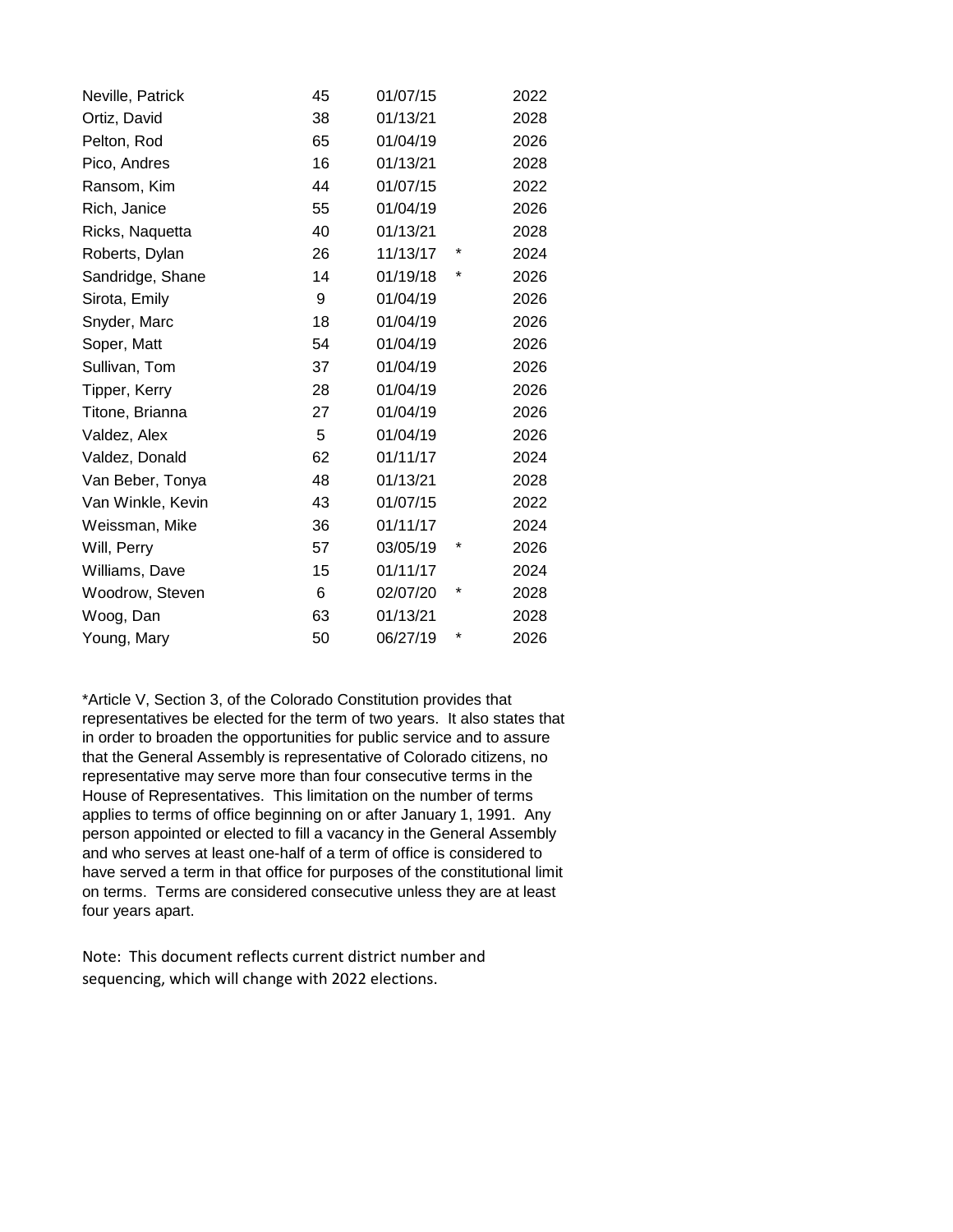| | | | | |
|---|---|---|---|---|
| Neville, Patrick | 45 | 01/07/15 | | 2022 |
| Ortiz, David | 38 | 01/13/21 | | 2028 |
| Pelton, Rod | 65 | 01/04/19 | | 2026 |
| Pico, Andres | 16 | 01/13/21 | | 2028 |
| Ransom, Kim | 44 | 01/07/15 | | 2022 |
| Rich, Janice | 55 | 01/04/19 | | 2026 |
| Ricks, Naquetta | 40 | 01/13/21 | | 2028 |
| Roberts, Dylan | 26 | 11/13/17 | * | 2024 |
| Sandridge, Shane | 14 | 01/19/18 | * | 2026 |
| Sirota, Emily | 9 | 01/04/19 | | 2026 |
| Snyder, Marc | 18 | 01/04/19 | | 2026 |
| Soper, Matt | 54 | 01/04/19 | | 2026 |
| Sullivan, Tom | 37 | 01/04/19 | | 2026 |
| Tipper, Kerry | 28 | 01/04/19 | | 2026 |
| Titone, Brianna | 27 | 01/04/19 | | 2026 |
| Valdez, Alex | 5 | 01/04/19 | | 2026 |
| Valdez, Donald | 62 | 01/11/17 | | 2024 |
| Van Beber, Tonya | 48 | 01/13/21 | | 2028 |
| Van Winkle, Kevin | 43 | 01/07/15 | | 2022 |
| Weissman, Mike | 36 | 01/11/17 | | 2024 |
| Will, Perry | 57 | 03/05/19 | * | 2026 |
| Williams, Dave | 15 | 01/11/17 | | 2024 |
| Woodrow, Steven | 6 | 02/07/20 | * | 2028 |
| Woog, Dan | 63 | 01/13/21 | | 2028 |
| Young, Mary | 50 | 06/27/19 | * | 2026 |

*Article V, Section 3, of the Colorado Constitution provides that representatives be elected for the term of two years. It also states that in order to broaden the opportunities for public service and to assure that the General Assembly is representative of Colorado citizens, no representative may serve more than four consecutive terms in the House of Representatives. This limitation on the number of terms applies to terms of office beginning on or after January 1, 1991. Any person appointed or elected to fill a vacancy in the General Assembly and who serves at least one-half of a term of office is considered to have served a term in that office for purposes of the constitutional limit on terms. Terms are considered consecutive unless they are at least four years apart.

Note: This document reflects current district number and sequencing, which will change with 2022 elections.